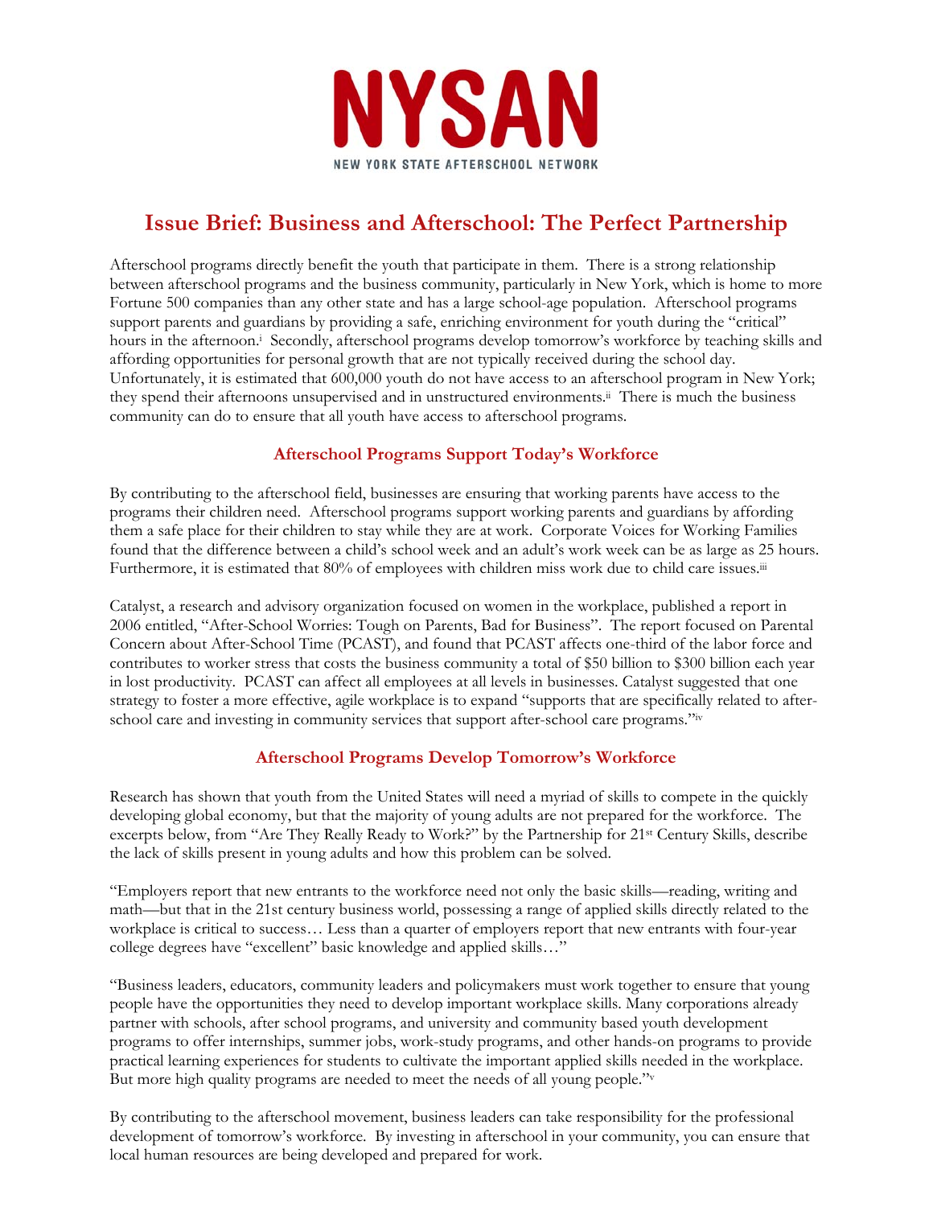# NYSAN

NEW YORK STATE AFTERSCHOOL NETWORK

## Issue Brief: Business and Afterschool: The Perfect Partnership

Afterschool programs directly benefit the youth that participate in them. There is a strong relationship between afterschool programs and the business community, particularly in New York, which is home to more Fortune 500 companies than any other state and has a large school-age population. Afterschool programs support parents and guardians by providing a safe, enriching environment for youth during the "critical" hours in the afternoon.[i] Secondly, afterschool programs develop tomorrow's workforce by teaching skills and affording opportunities for personal growth that are not typically received during the school day. Unfortunately, it is estimated that 600,000 youth do not have access to an afterschool program in New York; they spend their afternoons unsupervised and in unstructured environments.[ii] There is much the business community can do to ensure that all youth have access to afterschool programs.

### Afterschool Programs Support Today's Workforce

By contributing to the afterschool field, businesses are ensuring that working parents have access to the programs their children need. Afterschool programs support working parents and guardians by affording them a safe place for their children to stay while they are at work. Corporate Voices for Working Families found that the difference between a child's school week and an adult's work week can be as large as 25 hours. Furthermore, it is estimated that 80% of employees with children miss work due to child care issues.[iii]

Catalyst, a research and advisory organization focused on women in the workplace, published a report in 2006 entitled, "After-School Worries: Tough on Parents, Bad for Business". The report focused on Parental Concern about After-School Time (PCAST), and found that PCAST affects one-third of the labor force and contributes to worker stress that costs the business community a total of $50 billion to $300 billion each year in lost productivity. PCAST can affect all employees at all levels in businesses. Catalyst suggested that one strategy to foster a more effective, agile workplace is to expand "supports that are specifically related to after-school care and investing in community services that support after-school care programs."[iv]

### Afterschool Programs Develop Tomorrow's Workforce

Research has shown that youth from the United States will need a myriad of skills to compete in the quickly developing global economy, but that the majority of young adults are not prepared for the workforce. The excerpts below, from "Are They Really Ready to Work?" by the Partnership for 21st Century Skills, describe the lack of skills present in young adults and how this problem can be solved.

"Employers report that new entrants to the workforce need not only the basic skills—reading, writing and math—but that in the 21st century business world, possessing a range of applied skills directly related to the workplace is critical to success… Less than a quarter of employers report that new entrants with four-year college degrees have "excellent" basic knowledge and applied skills…"

"Business leaders, educators, community leaders and policymakers must work together to ensure that young people have the opportunities they need to develop important workplace skills. Many corporations already partner with schools, after school programs, and university and community based youth development programs to offer internships, summer jobs, work-study programs, and other hands-on programs to provide practical learning experiences for students to cultivate the important applied skills needed in the workplace. But more high quality programs are needed to meet the needs of all young people."[v]

By contributing to the afterschool movement, business leaders can take responsibility for the professional development of tomorrow's workforce. By investing in afterschool in your community, you can ensure that local human resources are being developed and prepared for work.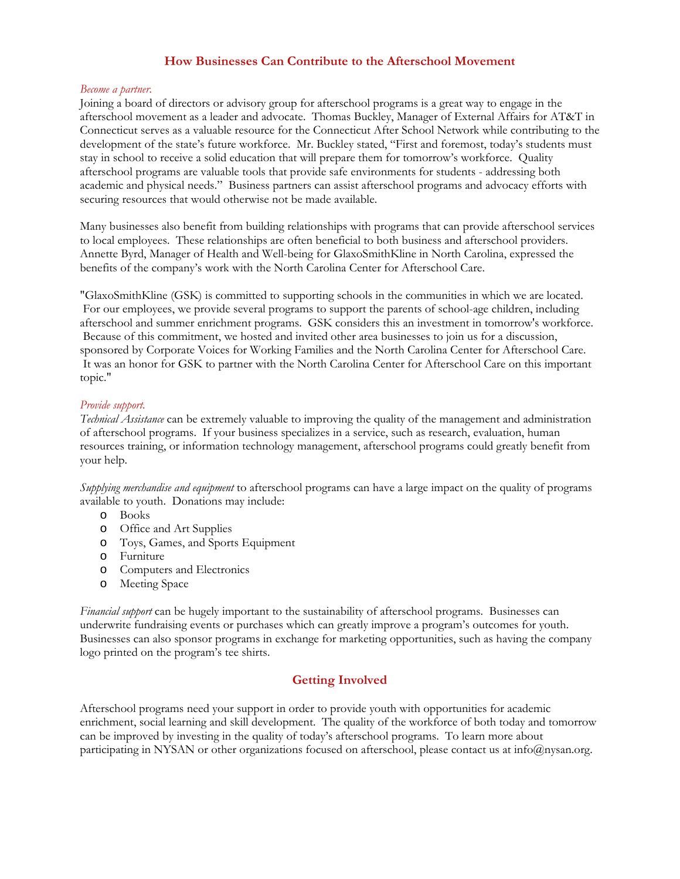## How Businesses Can Contribute to the Afterschool Movement

*Become a partner.*

Joining a board of directors or advisory group for afterschool programs is a great way to engage in the afterschool movement as a leader and advocate. Thomas Buckley, Manager of External Affairs for AT&T in Connecticut serves as a valuable resource for the Connecticut After School Network while contributing to the development of the state's future workforce. Mr. Buckley stated, "First and foremost, today's students must stay in school to receive a solid education that will prepare them for tomorrow's workforce. Quality afterschool programs are valuable tools that provide safe environments for students - addressing both academic and physical needs." Business partners can assist afterschool programs and advocacy efforts with securing resources that would otherwise not be made available.

Many businesses also benefit from building relationships with programs that can provide afterschool services to local employees. These relationships are often beneficial to both business and afterschool providers. Annette Byrd, Manager of Health and Well-being for GlaxoSmithKline in North Carolina, expressed the benefits of the company's work with the North Carolina Center for Afterschool Care.

"GlaxoSmithKline (GSK) is committed to supporting schools in the communities in which we are located. For our employees, we provide several programs to support the parents of school-age children, including afterschool and summer enrichment programs. GSK considers this an investment in tomorrow's workforce. Because of this commitment, we hosted and invited other area businesses to join us for a discussion, sponsored by Corporate Voices for Working Families and the North Carolina Center for Afterschool Care. It was an honor for GSK to partner with the North Carolina Center for Afterschool Care on this important topic."

*Provide support.*

*Technical Assistance* can be extremely valuable to improving the quality of the management and administration of afterschool programs. If your business specializes in a service, such as research, evaluation, human resources training, or information technology management, afterschool programs could greatly benefit from your help.

*Supplying merchandise and equipment* to afterschool programs can have a large impact on the quality of programs available to youth. Donations may include:

- Books
- Office and Art Supplies
- Toys, Games, and Sports Equipment
- Furniture
- Computers and Electronics
- Meeting Space

*Financial support* can be hugely important to the sustainability of afterschool programs. Businesses can underwrite fundraising events or purchases which can greatly improve a program's outcomes for youth. Businesses can also sponsor programs in exchange for marketing opportunities, such as having the company logo printed on the program's tee shirts.

## Getting Involved

Afterschool programs need your support in order to provide youth with opportunities for academic enrichment, social learning and skill development. The quality of the workforce of both today and tomorrow can be improved by investing in the quality of today's afterschool programs. To learn more about participating in NYSAN or other organizations focused on afterschool, please contact us at info@nysan.org.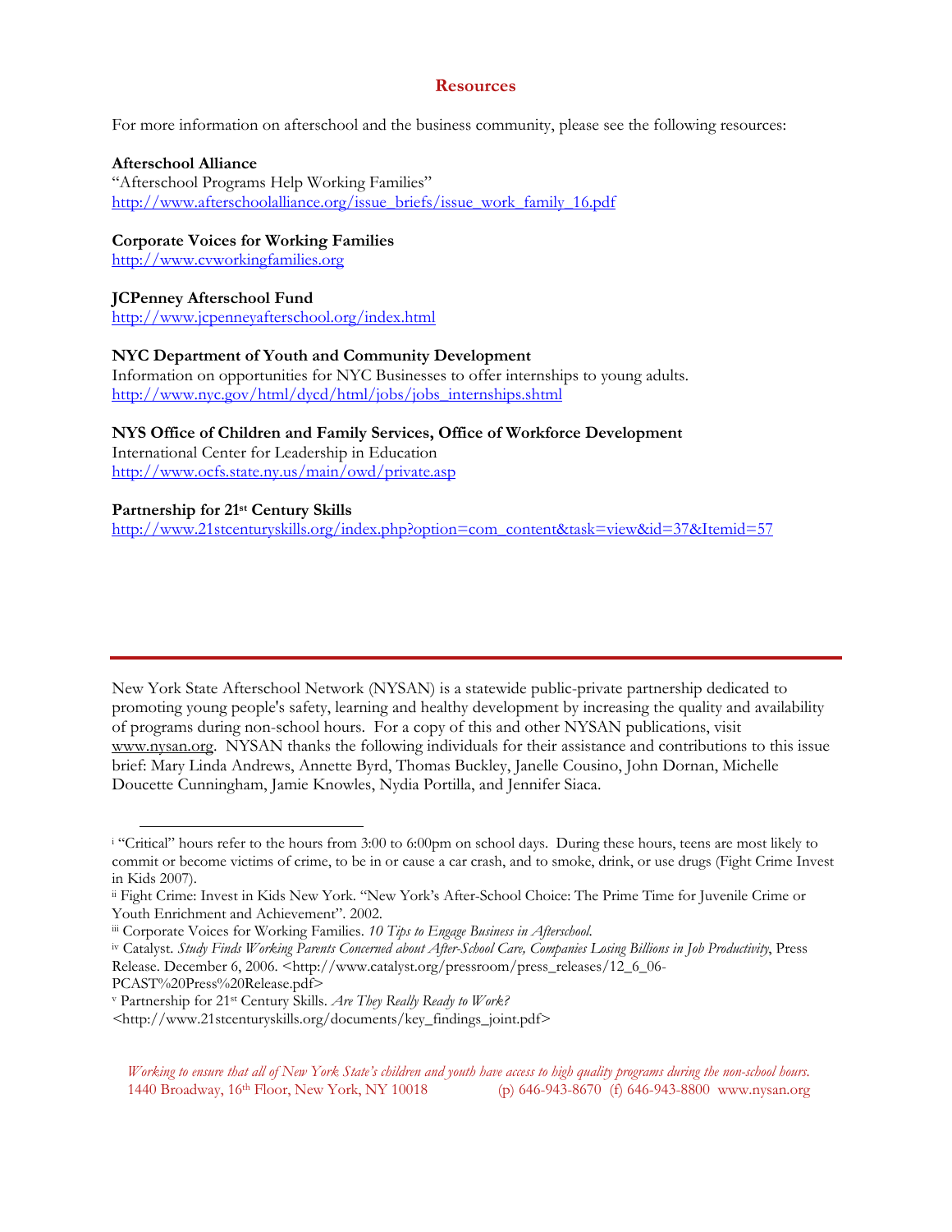## Resources

For more information on afterschool and the business community, please see the following resources:

**Afterschool Alliance**
"Afterschool Programs Help Working Families"
http://www.afterschoolalliance.org/issue_briefs/issue_work_family_16.pdf

**Corporate Voices for Working Families**
http://www.cvworkingfamilies.org

**JCPenney Afterschool Fund**
http://www.jcpenneyafterschool.org/index.html

**NYC Department of Youth and Community Development**
Information on opportunities for NYC Businesses to offer internships to young adults.
http://www.nyc.gov/html/dycd/html/jobs/jobs_internships.shtml

**NYS Office of Children and Family Services, Office of Workforce Development**
International Center for Leadership in Education
http://www.ocfs.state.ny.us/main/owd/private.asp

**Partnership for 21st Century Skills**
http://www.21stcenturyskills.org/index.php?option=com_content&task=view&id=37&Itemid=57

---

New York State Afterschool Network (NYSAN) is a statewide public-private partnership dedicated to promoting young people's safety, learning and healthy development by increasing the quality and availability of programs during non-school hours. For a copy of this and other NYSAN publications, visit www.nysan.org. NYSAN thanks the following individuals for their assistance and contributions to this issue brief: Mary Linda Andrews, Annette Byrd, Thomas Buckley, Janelle Cousino, John Dornan, Michelle Doucette Cunningham, Jamie Knowles, Nydia Portilla, and Jennifer Siaca.

---

[i] "Critical" hours refer to the hours from 3:00 to 6:00pm on school days. During these hours, teens are most likely to commit or become victims of crime, to be in or cause a car crash, and to smoke, drink, or use drugs (Fight Crime Invest in Kids 2007).

[ii] Fight Crime: Invest in Kids New York. "New York's After-School Choice: The Prime Time for Juvenile Crime or Youth Enrichment and Achievement". 2002.

[iii] Corporate Voices for Working Families. *10 Tips to Engage Business in Afterschool.*

[iv] Catalyst. *Study Finds Working Parents Concerned about After-School Care, Companies Losing Billions in Job Productivity*, Press Release. December 6, 2006. <http://www.catalyst.org/pressroom/press_releases/12_6_06-PCAST%20Press%20Release.pdf>

[v] Partnership for 21st Century Skills. *Are They Really Ready to Work?* <http://www.21stcenturyskills.org/documents/key_findings_joint.pdf>

*Working to ensure that all of New York State's children and youth have access to high quality programs during the non-school hours.*
1440 Broadway, 16th Floor, New York, NY 10018 (p) 646-943-8670 (f) 646-943-8800 www.nysan.org